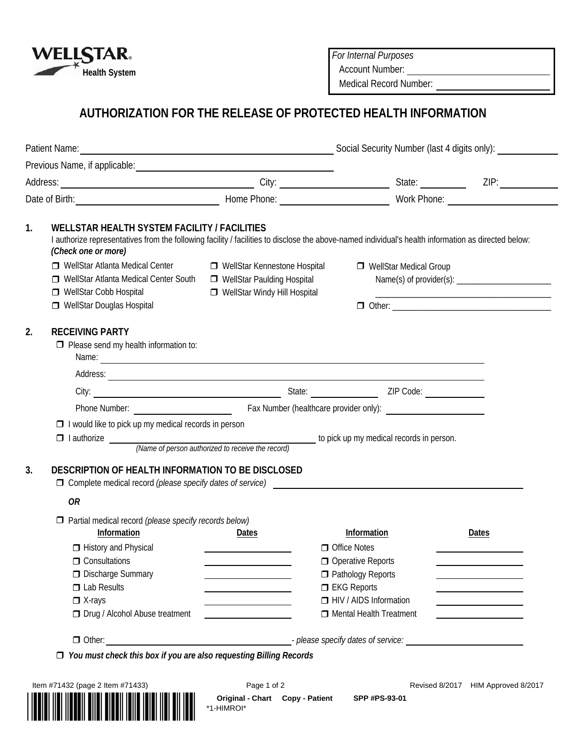WELLSTAR® Health System

*For Internal Purposes*
Account Number: ______________________
Medical Record Number: ______________________

# AUTHORIZATION FOR THE RELEASE OF PROTECTED HEALTH INFORMATION

Patient Name: ______________________ Social Security Number (last 4 digits only): __________

Previous Name, if applicable: ______________________

Address: ______________________ City: ______________ State: ________ ZIP: ________

Date of Birth: ______________ Home Phone: ______________ Work Phone: ______________

## 1. WELLSTAR HEALTH SYSTEM FACILITY / FACILITIES

I authorize representatives from the following facility / facilities to disclose the above-named individual's health information as directed below: ***(Check one or more)***

- ❐ WellStar Atlanta Medical Center
- ❐ WellStar Atlanta Medical Center South
- ❐ WellStar Cobb Hospital
- ❐ WellStar Douglas Hospital
- ❐ WellStar Kennestone Hospital
- ❐ WellStar Paulding Hospital
- ❐ WellStar Windy Hill Hospital
- ❐ WellStar Medical Group
  Name(s) of provider(s): ______________________
  ______________________________________
- ❐ Other: ______________________________

## 2. RECEIVING PARTY

❐ Please send my health information to:

Name: ______________________________________

Address: ______________________________________

City: ______________________ State: ____________ ZIP Code: ____________

Phone Number: ______________ Fax Number (healthcare provider only): ______________

❐ I would like to pick up my medical records in person

❐ I authorize ______________________ to pick up my medical records in person.
*(Name of person authorized to receive the record)*

## 3. DESCRIPTION OF HEALTH INFORMATION TO BE DISCLOSED

❐ Complete medical record *(please specify dates of service)* ______________________

***OR***

❐ Partial medical record *(please specify records below)*

| Information | Dates | Information | Dates |
|---|---|---|---|
| ❐ History and Physical | ________ | ❐ Office Notes | ________ |
| ❐ Consultations | ________ | ❐ Operative Reports | ________ |
| ❐ Discharge Summary | ________ | ❐ Pathology Reports | ________ |
| ❐ Lab Results | ________ | ❐ EKG Reports | ________ |
| ❐ X-rays | ________ | ❐ HIV / AIDS Information | ________ |
| ❐ Drug / Alcohol Abuse treatment | ________ | ❐ Mental Health Treatment | ________ |

❐ Other: ______________________ *- please specify dates of service:* ______________________

❐ ***You must check this box if you are also requesting Billing Records***

Item #71432 (page 2 Item #71433) Revised 8/2017 HIM Approved 8/2017

**Original - Chart** **Copy - Patient** **SPP #PS-93-01**

*1-HIMROI*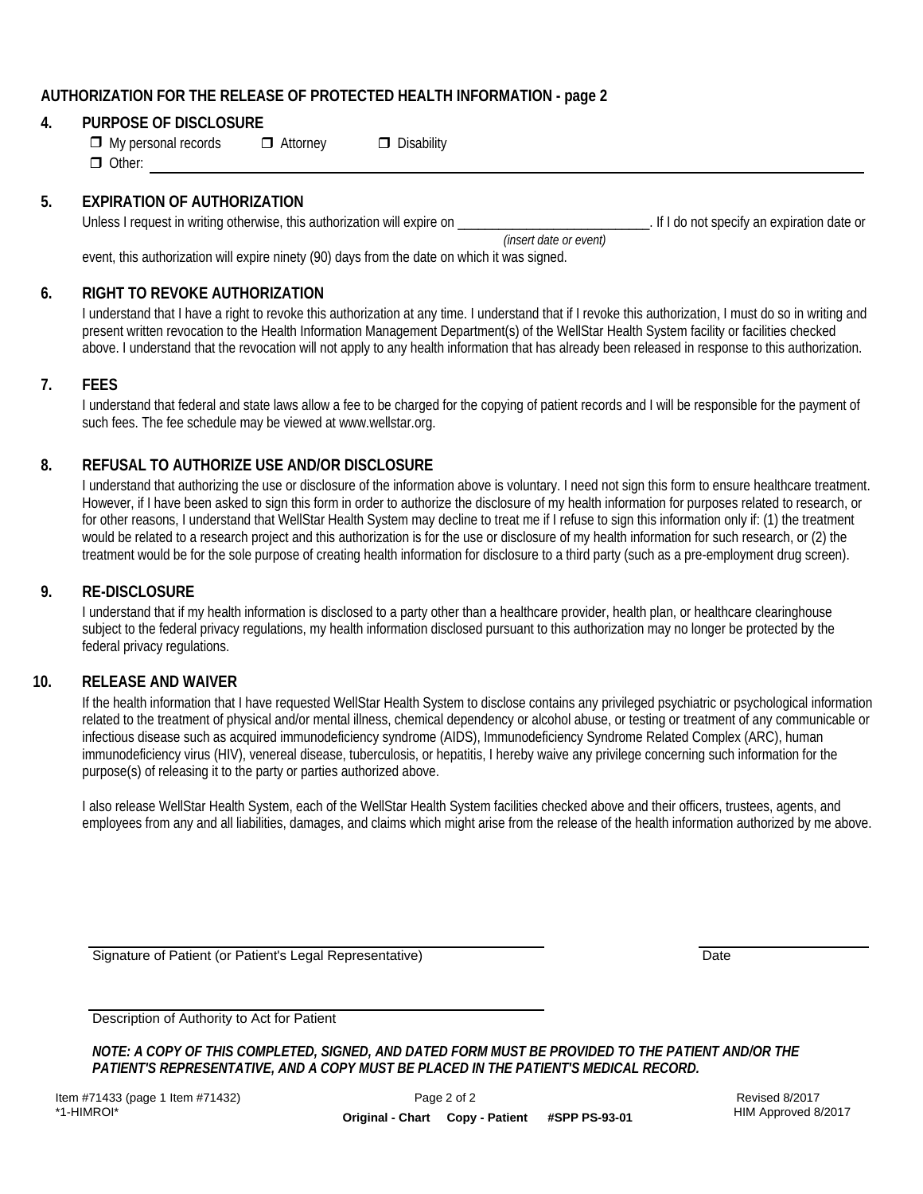## AUTHORIZATION FOR THE RELEASE OF PROTECTED HEALTH INFORMATION - page 2

### 4. PURPOSE OF DISCLOSURE

☐ My personal records ☐ Attorney ☐ Disability

☐ Other: ______________________________________________________________

### 5. EXPIRATION OF AUTHORIZATION

Unless I request in writing otherwise, this authorization will expire on ____________________________ *(insert date or event)*. If I do not specify an expiration date or event, this authorization will expire ninety (90) days from the date on which it was signed.

### 6. RIGHT TO REVOKE AUTHORIZATION

I understand that I have a right to revoke this authorization at any time. I understand that if I revoke this authorization, I must do so in writing and present written revocation to the Health Information Management Department(s) of the WellStar Health System facility or facilities checked above. I understand that the revocation will not apply to any health information that has already been released in response to this authorization.

### 7. FEES

I understand that federal and state laws allow a fee to be charged for the copying of patient records and I will be responsible for the payment of such fees. The fee schedule may be viewed at www.wellstar.org.

### 8. REFUSAL TO AUTHORIZE USE AND/OR DISCLOSURE

I understand that authorizing the use or disclosure of the information above is voluntary. I need not sign this form to ensure healthcare treatment. However, if I have been asked to sign this form in order to authorize the disclosure of my health information for purposes related to research, or for other reasons, I understand that WellStar Health System may decline to treat me if I refuse to sign this information only if: (1) the treatment would be related to a research project and this authorization is for the use or disclosure of my health information for such research, or (2) the treatment would be for the sole purpose of creating health information for disclosure to a third party (such as a pre-employment drug screen).

### 9. RE-DISCLOSURE

I understand that if my health information is disclosed to a party other than a healthcare provider, health plan, or healthcare clearinghouse subject to the federal privacy regulations, my health information disclosed pursuant to this authorization may no longer be protected by the federal privacy regulations.

### 10. RELEASE AND WAIVER

If the health information that I have requested WellStar Health System to disclose contains any privileged psychiatric or psychological information related to the treatment of physical and/or mental illness, chemical dependency or alcohol abuse, or testing or treatment of any communicable or infectious disease such as acquired immunodeficiency syndrome (AIDS), Immunodeficiency Syndrome Related Complex (ARC), human immunodeficiency virus (HIV), venereal disease, tuberculosis, or hepatitis, I hereby waive any privilege concerning such information for the purpose(s) of releasing it to the party or parties authorized above.

I also release WellStar Health System, each of the WellStar Health System facilities checked above and their officers, trustees, agents, and employees from any and all liabilities, damages, and claims which might arise from the release of the health information authorized by me above.

______________________________________________ ____________________

Signature of Patient (or Patient's Legal Representative) Date

______________________________________________

Description of Authority to Act for Patient

***NOTE: A COPY OF THIS COMPLETED, SIGNED, AND DATED FORM MUST BE PROVIDED TO THE PATIENT AND/OR THE PATIENT'S REPRESENTATIVE, AND A COPY MUST BE PLACED IN THE PATIENT'S MEDICAL RECORD.***

Item #71433 (page 1 Item #71432)
*1-HIMROI*

**Original - Chart Copy - Patient #SPP PS-93-01**

Revised 8/2017
HIM Approved 8/2017